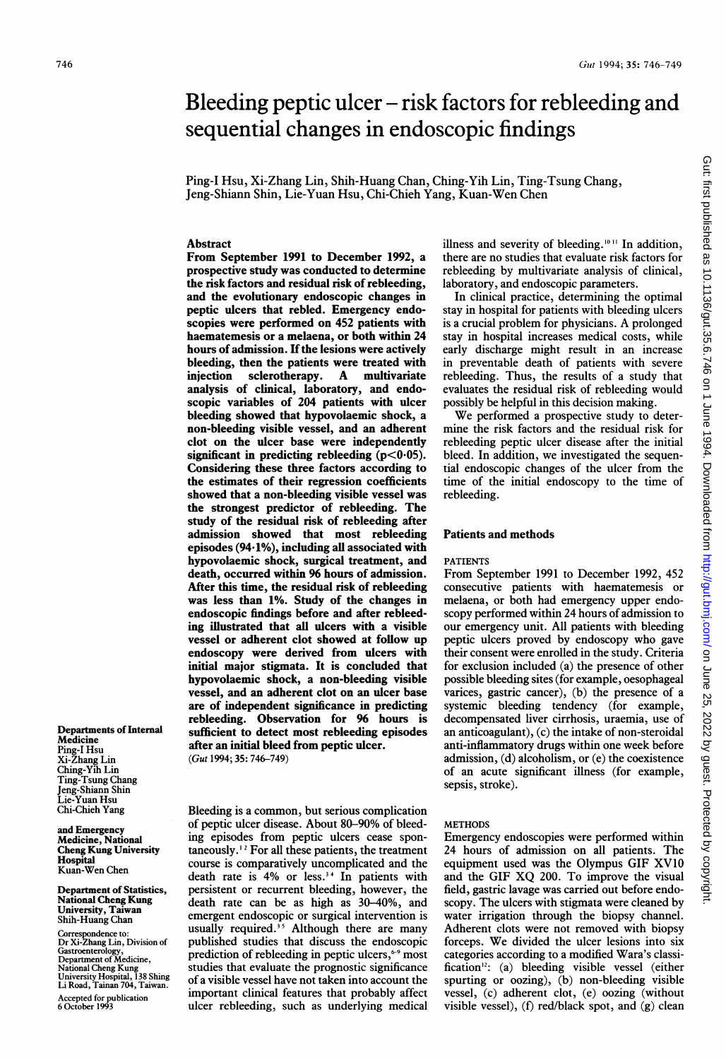# Bleeding peptic ulcer – risk factors for rebleeding and sequential changes in endoscopic findings

Ping-I Hsu, Xi-Zhang Lin, Shih-Huang Chan, Ching-Yih Lin, Ting-Tsung Chang, Jeng-Shiann Shin, Lie-Yuan Hsu, Chi-Chieh Yang, Kuan-Wen Chen

## Abstract

**From September 1991 to December 1992, a prospective study was conducted to determine the risk factors and residual risk of rebleeding, and the evolutionary endoscopic changes in peptic ulcers that rebled. Emergency endoscopies were performed on 452 patients with haematemesis or a melaena, or both within 24 hours of admission. If the lesions were actively bleeding, then the patients were treated with injection sclerotherapy. A multivariate analysis of clinical, laboratory, and endoscopic variables of 204 patients with ulcer bleeding showed that hypovolaemic shock, a non-bleeding visible vessel, and an adherent clot on the ulcer base were independently significant in predicting rebleeding ($p<0.05$). Considering these three factors according to the estimates of their regression coefficients showed that a non-bleeding visible vessel was the strongest predictor of rebleeding. The study of the residual risk of rebleeding after admission showed that most rebleeding episodes (94.1%), including all associated with hypovolaemic shock, surgical treatment, and death, occurred within 96 hours of admission. After this time, the residual risk of rebleeding was less than 1%. Study of the changes in endoscopic findings before and after rebleeding illustrated that all ulcers with a visible vessel or adherent clot showed at follow up endoscopy were derived from ulcers with initial major stigmata. It is concluded that hypovolaemic shock, a non-bleeding visible vessel, and an adherent clot on an ulcer base are of independent significance in predicting rebleeding. Observation for 96 hours is sufficient to detect most rebleeding episodes after an initial bleed from peptic ulcer.**

(*Gut* 1994; 35: 746–749)

Departments of Internal Medicine
Ping-I Hsu
Xi-Zhang Lin
Ching-Yih Lin
Ting-Tsung Chang
Jeng-Shiann Shin
Lie-Yuan Hsu
Chi-Chieh Yang

and Emergency Medicine, National Cheng Kung University Hospital
Kuan-Wen Chen

Department of Statistics, National Cheng Kung University, Taiwan
Shih-Huang Chan

Correspondence to: Dr Xi-Zhang Lin, Division of Gastroenterology, Department of Medicine, National Cheng Kung University Hospital, 138 Shing Li Road, Tainan 704, Taiwan.

Accepted for publication 6 October 1993

Bleeding is a common, but serious complication of peptic ulcer disease. About 80–90% of bleeding episodes from peptic ulcers cease spontaneously.[1,2] For all these patients, the treatment course is comparatively uncomplicated and the death rate is 4% or less.[3,4] In patients with persistent or recurrent bleeding, however, the death rate can be as high as 30–40%, and emergent endoscopic or surgical intervention is usually required.[3,5] Although there are many published studies that discuss the endoscopic prediction of rebleeding in peptic ulcers,[6–9] most studies that evaluate the prognostic significance of a visible vessel have not taken into account the important clinical features that probably affect ulcer rebleeding, such as underlying medical illness and severity of bleeding.[10,11] In addition, there are no studies that evaluate risk factors for rebleeding by multivariate analysis of clinical, laboratory, and endoscopic parameters.

In clinical practice, determining the optimal stay in hospital for patients with bleeding ulcers is a crucial problem for physicians. A prolonged stay in hospital increases medical costs, while early discharge might result in an increase in preventable death of patients with severe rebleeding. Thus, the results of a study that evaluates the residual risk of rebleeding would possibly be helpful in this decision making.

We performed a prospective study to determine the risk factors and the residual risk for rebleeding peptic ulcer disease after the initial bleed. In addition, we investigated the sequential endoscopic changes of the ulcer from the time of the initial endoscopy to the time of rebleeding.

## Patients and methods

### PATIENTS

From September 1991 to December 1992, 452 consecutive patients with haematemesis or melaena, or both had emergency upper endoscopy performed within 24 hours of admission to our emergency unit. All patients with bleeding peptic ulcers proved by endoscopy who gave their consent were enrolled in the study. Criteria for exclusion included (a) the presence of other possible bleeding sites (for example, oesophageal varices, gastric cancer), (b) the presence of a systemic bleeding tendency (for example, decompensated liver cirrhosis, uraemia, use of an anticoagulant), (c) the intake of non-steroidal anti-inflammatory drugs within one week before admission, (d) alcoholism, or (e) the coexistence of an acute significant illness (for example, sepsis, stroke).

### METHODS

Emergency endoscopies were performed within 24 hours of admission on all patients. The equipment used was the Olympus GIF XV10 and the GIF XQ 200. To improve the visual field, gastric lavage was carried out before endoscopy. The ulcers with stigmata were cleaned by water irrigation through the biopsy channel. Adherent clots were not removed with biopsy forceps. We divided the ulcer lesions into six categories according to a modified Wara's classification[12]: (a) bleeding visible vessel (either spurting or oozing), (b) non-bleeding visible vessel, (c) adherent clot, (e) oozing (without visible vessel), (f) red/black spot, and (g) clean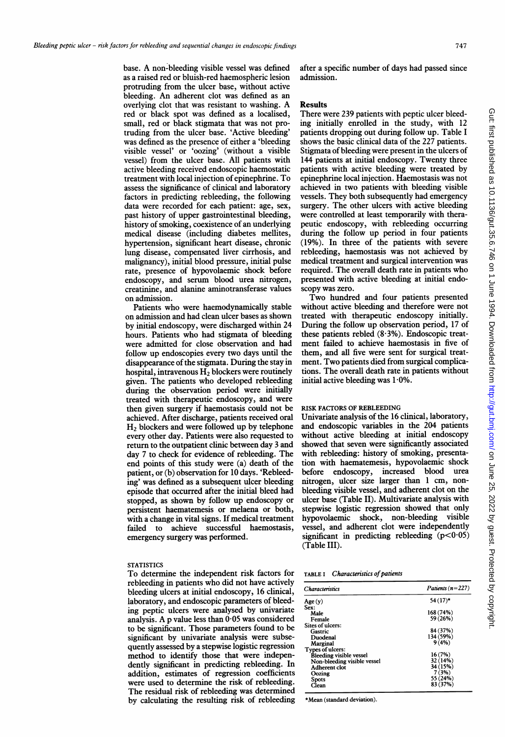base. A non-bleeding visible vessel was defined as a raised red or bluish-red haemospheric lesion protruding from the ulcer base, without active bleeding. An adherent clot was defined as an overlying clot that was resistant to washing. A red or black spot was defined as a localised, small, red or black stigmata that was not protruding from the ulcer base. 'Active bleeding' was defined as the presence of either a 'bleeding visible vessel' or 'oozing' (without a visible vessel) from the ulcer base. All patients with active bleeding received endoscopic haemostatic treatment with local injection of epinephrine. To assess the significance of clinical and laboratory factors in predicting rebleeding, the following data were recorded for each patient: age, sex, past history of upper gastrointestinal bleeding, history of smoking, coexistence of an underlying medical disease (including diabetes mellites, hypertension, significant heart disease, chronic lung disease, compensated liver cirrhosis, and malignancy), initial blood pressure, initial pulse rate, presence of hypovolaemic shock before endoscopy, and serum blood urea nitrogen, creatinine, and alanine aminotransferase values on admission.

Patients who were haemodynamically stable on admission and had clean ulcer bases as shown by initial endoscopy, were discharged within 24 hours. Patients who had stigmata of bleeding were admitted for close observation and had follow up endoscopies every two days until the disappearance of the stigmata. During the stay in hospital, intravenous $H_2$ blockers were routinely given. The patients who developed rebleeding during the observation period were initially treated with therapeutic endoscopy, and were then given surgery if haemostasis could not be achieved. After discharge, patients received oral $H_2$ blockers and were followed up by telephone every other day. Patients were also requested to return to the outpatient clinic between day 3 and day 7 to check for evidence of rebleeding. The end points of this study were (a) death of the patient, or (b) observation for 10 days. 'Rebleeding' was defined as a subsequent ulcer bleeding episode that occurred after the initial bleed had stopped, as shown by follow up endoscopy or persistent haematemesis or melaena or both, with a change in vital signs. If medical treatment failed to achieve successful haemostasis, emergency surgery was performed.

### STATISTICS

To determine the independent risk factors for rebleeding in patients who did not have actively bleeding ulcers at initial endoscopy, 16 clinical, laboratory, and endoscopic parameters of bleeding peptic ulcers were analysed by univariate analysis. A p value less than 0·05 was considered to be significant. Those parameters found to be significant by univariate analysis were subsequently assessed by a stepwise logistic regression method to identify those that were independently significant in predicting rebleeding. In addition, estimates of regression coefficients were used to determine the risk of rebleeding. The residual risk of rebleeding was determined by calculating the resulting risk of rebleeding after a specific number of days had passed since admission.

## Results

There were 239 patients with peptic ulcer bleeding initially enrolled in the study, with 12 patients dropping out during follow up. Table I shows the basic clinical data of the 227 patients. Stigmata of bleeding were present in the ulcers of 144 patients at initial endoscopy. Twenty three patients with active bleeding were treated by epinephrine local injection. Haemostasis was not achieved in two patients with bleeding visible vessels. They both subsequently had emergency surgery. The other ulcers with active bleeding were controlled at least temporarily with therapeutic endoscopy, with rebleeding occurring during the follow up period in four patients (19%). In three of the patients with severe rebleeding, haemostasis was not achieved by medical treatment and surgical intervention was required. The overall death rate in patients who presented with active bleeding at initial endoscopy was zero.

Two hundred and four patients presented without active bleeding and therefore were not treated with therapeutic endoscopy initially. During the follow up observation period, 17 of these patients rebled (8·3%). Endoscopic treatment failed to achieve haemostasis in five of them, and all five were sent for surgical treatment. Two patients died from surgical complications. The overall death rate in patients without initial active bleeding was 1·0%.

### RISK FACTORS OF REBLEEDING

Univariate analysis of the 16 clinical, laboratory, and endoscopic variables in the 204 patients without active bleeding at initial endoscopy showed that seven were significantly associated with rebleeding: history of smoking, presentation with haematemesis, hypovolaemic shock before endoscopy, increased blood urea nitrogen, ulcer size larger than 1 cm, non-bleeding visible vessel, and adherent clot on the ulcer base (Table II). Multivariate analysis with stepwise logistic regression showed that only hypovolaemic shock, non-bleeding visible vessel, and adherent clot were independently significant in predicting rebleeding ($p<0·05$) (Table III).

TABLE I *Characteristics of patients*

| *Characteristics* | *Patients (n=227)* |
|---|---|
| Age (y) | 54 (17)* |
| Sex: | |
| Male | 168 (74%) |
| Female | 59 (26%) |
| Sites of ulcers: | |
| Gastric | 84 (37%) |
| Duodenal | 134 (59%) |
| Marginal | 9 (4%) |
| Types of ulcers: | |
| Bleeding visible vessel | 16 (7%) |
| Non-bleeding visible vessel | 32 (14%) |
| Adherent clot | 34 (15%) |
| Oozing | 7 (3%) |
| Spots | 55 (24%) |
| Clean | 83 (37%) |

*Mean (standard deviation).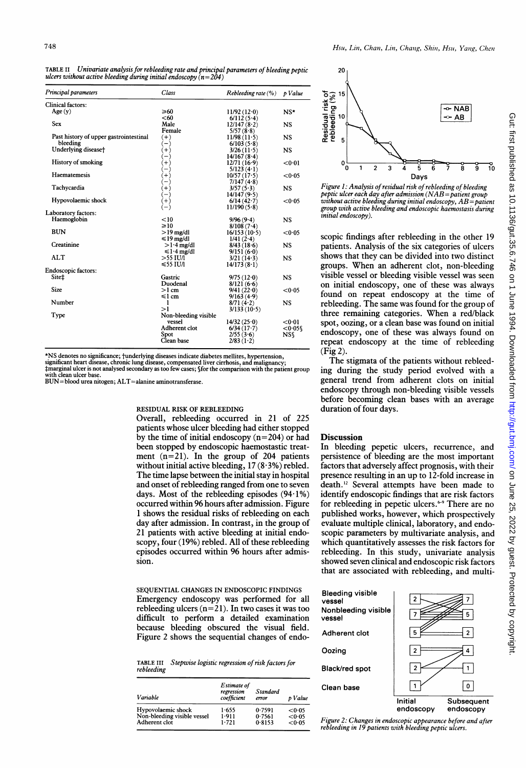TABLE II *Univariate analysis for rebleeding rate and principal parameters of bleeding peptic ulcers without active bleeding during initial endoscopy (n=204)*

| Principal parameters | Class | Rebleeding rate (%) | p Value |
|---|---|---|---|
| Clinical factors: | | | |
| Age (y) | ≥60 | 11/92 (12·0) | NS* |
| | <60 | 6/112 (5·4) | |
| Sex | Male | 12/147 (8·2) | NS |
| | Female | 5/57 (8·8) | |
| Past history of upper gastrointestinal bleeding | (+) | 11/98 (11·5) | NS |
| | (−) | 6/103 (5·8) | |
| Underlying disease† | (+) | 3/26 (11·5) | NS |
| | (−) | 14/167 (8·4) | |
| History of smoking | (+) | 12/71 (16·9) | <0·01 |
| | (−) | 5/123 (4·1) | |
| Haematemesis | (+) | 10/57 (17·5) | <0·05 |
| | (−) | 7/147 (4·8) | |
| Tachycardia | (+) | 3/57 (5·3) | NS |
| | (−) | 14/147 (9·5) | |
| Hypovolaemic shock | (+) | 6/14 (42·7) | <0·05 |
| | (−) | 11/190 (5·8) | |
| Laboratory factors: | | | |
| Haemoglobin | <10 | 9/96 (9·4) | NS |
| | ≥10 | 8/108 (7·4) | |
| BUN | >19 mg/dl | 16/153 (10·5) | <0·05 |
| | ≤19 mg/dl | 1/41 (2·4) | |
| Creatinine | >1·4 mg/dl | 8/43 (18·6) | NS |
| | ≤1·4 mg/dl | 9/151 (6·0) | |
| ALT | >55 IU/l | 3/21 (14·3) | NS |
| | ≤55 IU/l | 14/173 (8·1) | |
| Endoscopic factors: | | | |
| Site‡ | Gastric | 9/75 (12·0) | NS |
| | Duodenal | 8/121 (6·6) | |
| Size | >1 cm | 9/41 (22·0) | <0·05 |
| | ≤1 cm | 9/163 (4·9) | |
| Number | 1 | 8/71 (4·2) | NS |
| | >1 | 3/133 (10·5) | |
| Type | Non-bleeding visible vessel | 14/32 (25·0) | <0·01 |
| | Adherent clot | 6/34 (17·7) | <0·05§ |
| | Spot | 2/55 (3·6) | NS§ |
| | Clean base | 2/83 (1·2) | |

*NS denotes no significance; †underlying diseases indicate diabetes mellites, hypertension, significant heart disease, chronic lung disease, compensated liver cirrhosis, and malignancy; ‡marginal ulcer is not analysed secondary as too few cases; §for the comparison with the patient group with clean ulcer base.
BUN=blood urea nitrogen; ALT=alanine aminotransferase.

### RESIDUAL RISK OF REBLEEDING

Overall, rebleeding occurred in 21 of 225 patients whose ulcer bleeding had either stopped by the time of initial endoscopy (n=204) or had been stopped by endoscopic haemostatic treatment (n=21). In the group of 204 patients without initial active bleeding, 17 (8·3%) rebled. The time lapse between the initial stay in hospital and onset of rebleeding ranged from one to seven days. Most of the rebleeding episodes (94·1%) occurred within 96 hours after admission. Figure 1 shows the residual risks of rebleeding on each day after admission. In contrast, in the group of 21 patients with active bleeding at initial endoscopy, four (19%) rebled. All of these rebleeding episodes occurred within 96 hours after admission.

### SEQUENTIAL CHANGES IN ENDOSCOPIC FINDINGS

Emergency endoscopy was performed for all rebleeding ulcers (n=21). In two cases it was too difficult to perform a detailed examination because bleeding obscured the visual field. Figure 2 shows the sequential changes of endoscopic findings after rebleeding in the other 19 patients. Analysis of the six categories of ulcers shows that they can be divided into two distinct groups. When an adherent clot, non-bleeding visible vessel or bleeding visible vessel was seen on initial endoscopy, one of these was always found on repeat endoscopy at the time of rebleeding. The same was found for the group of three remaining categories. When a red/black spot, oozing, or a clean base was found on initial endoscopy, one of these was always found on repeat endoscopy at the time of rebleeding (Fig 2).

The stigmata of the patients without rebleeding during the study period evolved with a general trend from adherent clots on initial endoscopy through non-bleeding visible vessels before becoming clean bases with an average duration of four days.

TABLE III *Stepwise logistic regression of risk factors for rebleeding*

| Variable | Estimate of regression coefficient | Standard error | p Value |
|---|---|---|---|
| Hypovolaemic shock | 1·655 | 0·7591 | <0·05 |
| Non-bleeding visible vessel | 1·911 | 0·7561 | <0·05 |
| Adherent clot | 1·721 | 0·8153 | <0·05 |

*Figure 1: Analysis of residual risk of rebleeding of bleeding peptic ulcer each day after admission (NAB=patient group without active bleeding during initial endoscopy, AB=patient group with active bleeding and endoscopic haemostasis during initial endoscopy).*

## Discussion

In bleeding peptic ulcers, recurrence, and persistence of bleeding are the most important factors that adversely affect prognosis, with their presence resulting in an up to 12-fold increase in death.[12] Several attempts have been made to identify endoscopic findings that are risk factors for rebleeding in peptic ulcers.[6-9] There are no published works, however, which prospectively evaluate multiple clinical, laboratory, and endoscopic parameters by multivariate analysis, and which quantitatively assesses the risk factors for rebleeding. In this study, univariate analysis showed seven clinical and endoscopic risk factors that are associated with rebleeding, and multi-

| | Initial endoscopy | Subsequent endoscopy |
|---|---|---|
| Bleeding visible vessel | 2 | 7 |
| Nonbleeding visible vessel | 7 | 5 |
| Adherent clot | 5 | 2 |
| Oozing | 2 | 4 |
| Black/red spot | 2 | 1 |
| Clean base | 1 | 0 |

*Figure 2: Changes in endoscopic appearance before and after rebleeding in 19 patients with bleeding peptic ulcers.*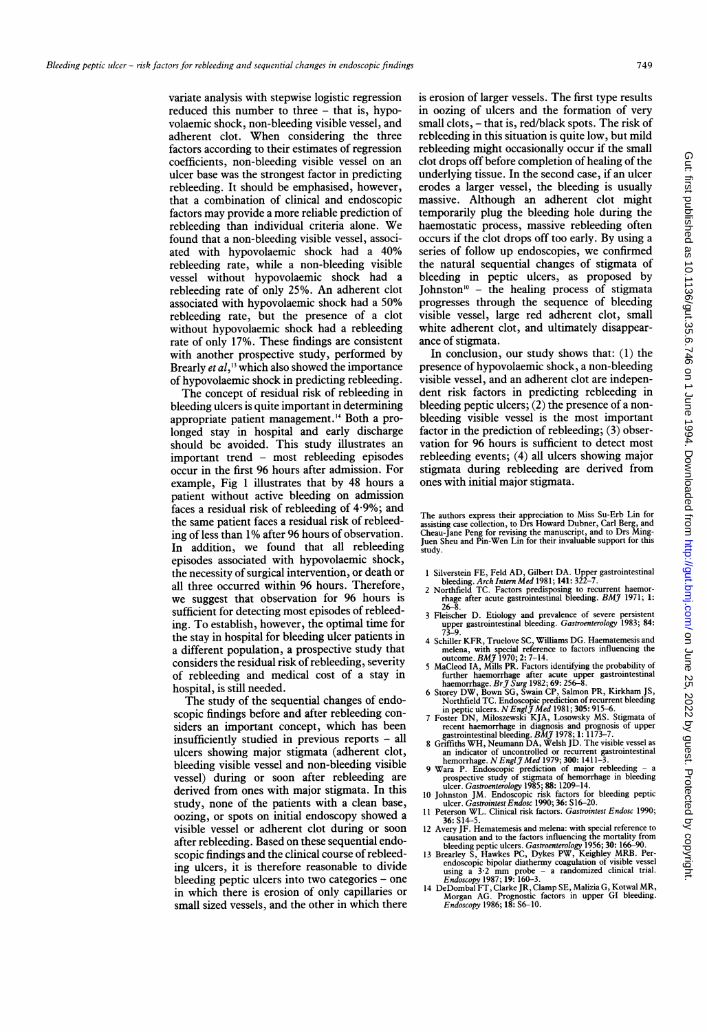variate analysis with stepwise logistic regression reduced this number to three – that is, hypovolaemic shock, non-bleeding visible vessel, and adherent clot. When considering the three factors according to their estimates of regression coefficients, non-bleeding visible vessel on an ulcer base was the strongest factor in predicting rebleeding. It should be emphasised, however, that a combination of clinical and endoscopic factors may provide a more reliable prediction of rebleeding than individual criteria alone. We found that a non-bleeding visible vessel, associated with hypovolaemic shock had a 40% rebleeding rate, while a non-bleeding visible vessel without hypovolaemic shock had a rebleeding rate of only 25%. An adherent clot associated with hypovolaemic shock had a 50% rebleeding rate, but the presence of a clot without hypovolaemic shock had a rebleeding rate of only 17%. These findings are consistent with another prospective study, performed by Brearly *et al*,[13] which also showed the importance of hypovolaemic shock in predicting rebleeding.

The concept of residual risk of rebleeding in bleeding ulcers is quite important in determining appropriate patient management.[14] Both a prolonged stay in hospital and early discharge should be avoided. This study illustrates an important trend – most rebleeding episodes occur in the first 96 hours after admission. For example, Fig 1 illustrates that by 48 hours a patient without active bleeding on admission faces a residual risk of rebleeding of 4·9%; and the same patient faces a residual risk of rebleeding of less than 1% after 96 hours of observation. In addition, we found that all rebleeding episodes associated with hypovolaemic shock, the necessity of surgical intervention, or death or all three occurred within 96 hours. Therefore, we suggest that observation for 96 hours is sufficient for detecting most episodes of rebleeding. To establish, however, the optimal time for the stay in hospital for bleeding ulcer patients in a different population, a prospective study that considers the residual risk of rebleeding, severity of rebleeding and medical cost of a stay in hospital, is still needed.

The study of the sequential changes of endoscopic findings before and after rebleeding considers an important concept, which has been insufficiently studied in previous reports – all ulcers showing major stigmata (adherent clot, bleeding visible vessel and non-bleeding visible vessel) during or soon after rebleeding are derived from ones with major stigmata. In this study, none of the patients with a clean base, oozing, or spots on initial endoscopy showed a visible vessel or adherent clot during or soon after rebleeding. Based on these sequential endoscopic findings and the clinical course of rebleeding ulcers, it is therefore reasonable to divide bleeding peptic ulcers into two categories – one in which there is erosion of only capillaries or small sized vessels, and the other in which there is erosion of larger vessels. The first type results in oozing of ulcers and the formation of very small clots, – that is, red/black spots. The risk of rebleeding in this situation is quite low, but mild rebleeding might occasionally occur if the small clot drops off before completion of healing of the underlying tissue. In the second case, if an ulcer erodes a larger vessel, the bleeding is usually massive. Although an adherent clot might temporarily plug the bleeding hole during the haemostatic process, massive rebleeding often occurs if the clot drops off too early. By using a series of follow up endoscopies, we confirmed the natural sequential changes of stigmata of bleeding in peptic ulcers, as proposed by Johnston[10] – the healing process of stigmata progresses through the sequence of bleeding visible vessel, large red adherent clot, small white adherent clot, and ultimately disappearance of stigmata.

In conclusion, our study shows that: (1) the presence of hypovolaemic shock, a non-bleeding visible vessel, and an adherent clot are independent risk factors in predicting rebleeding in bleeding peptic ulcers; (2) the presence of a non-bleeding visible vessel is the most important factor in the prediction of rebleeding; (3) observation for 96 hours is sufficient to detect most rebleeding events; (4) all ulcers showing major stigmata during rebleeding are derived from ones with initial major stigmata.

The authors express their appreciation to Miss Su-Erb Lin for assisting case collection, to Drs Howard Dubner, Carl Berg, and Cheau-Jane Peng for revising the manuscript, and to Drs Ming-Juen Sheu and Pin-Wen Lin for their invaluable support for this study.

1 Silverstein FE, Feld AD, Gilbert DA. Upper gastrointestinal bleeding. *Arch Intern Med* 1981; **141:** 322–7.
2 Northfield TC. Factors predisposing to recurrent haemorrhage after acute gastrointestinal bleeding. *BMJ* 1971; **1:** 26–8.
3 Fleischer D. Etiology and prevalence of severe persistent upper gastrointestinal bleeding. *Gastroenterology* 1983; **84:** 73–9.
4 Schiller KFR, Truelove SC, Williams DG. Haematemesis and melena, with special reference to factors influencing the outcome. *BMJ* 1970; **2:** 7–14.
5 MaCleod IA, Mills PR. Factors identifying the probability of further haemorrhage after acute upper gastrointestinal haemorrhage. *Br J Surg* 1982; **69:** 256–8.
6 Storey DW, Bown SG, Swain CP, Salmon PR, Kirkham JS, Northfield TC. Endoscopic prediction of recurrent bleeding in peptic ulcers. *N Engl J Med* 1981; **305:** 915–6.
7 Foster DN, Miloszewski KJA, Losowsky MS. Stigmata of recent haemorrhage in diagnosis and prognosis of upper gastrointestinal bleeding. *BMJ* 1978; **1:** 1173–7.
8 Griffiths WH, Neumann DA, Welsh JD. The visible vessel as an indicator of uncontrolled or recurrent gastrointestinal hemorrhage. *N Engl J Med* 1979; **300:** 1411–3.
9 Wara P. Endoscopic prediction of major rebleeding – a prospective study of stigmata of hemorrhage in bleeding ulcer. *Gastroenterology* 1985; **88:** 1209–14.
10 Johnston JM. Endoscopic risk factors for bleeding peptic ulcer. *Gastrointest Endosc* 1990; **36:** S16–20.
11 Peterson WL. Clinical risk factors. *Gastrointest Endosc* 1990; **36:** S14–5.
12 Avery JF. Hematemesis and melena: with special reference to causation and to the factors influencing the mortality from bleeding peptic ulcers. *Gastroenterology* 1956; **30:** 166–90.
13 Brearley S, Hawkes PC, Dykes PW, Keighley MRB. Per-endoscopic bipolar diathermy coagulation of visible vessel using a 3·2 mm probe – a randomized clinical trial. *Endoscopy* 1987; **19:** 160–3.
14 DeDombal FT, Clarke JR, Clamp SE, Malizia G, Kotwal MR, Morgan AG. Prognostic factors in upper GI bleeding. *Endoscopy* 1986; **18:** S6–10.